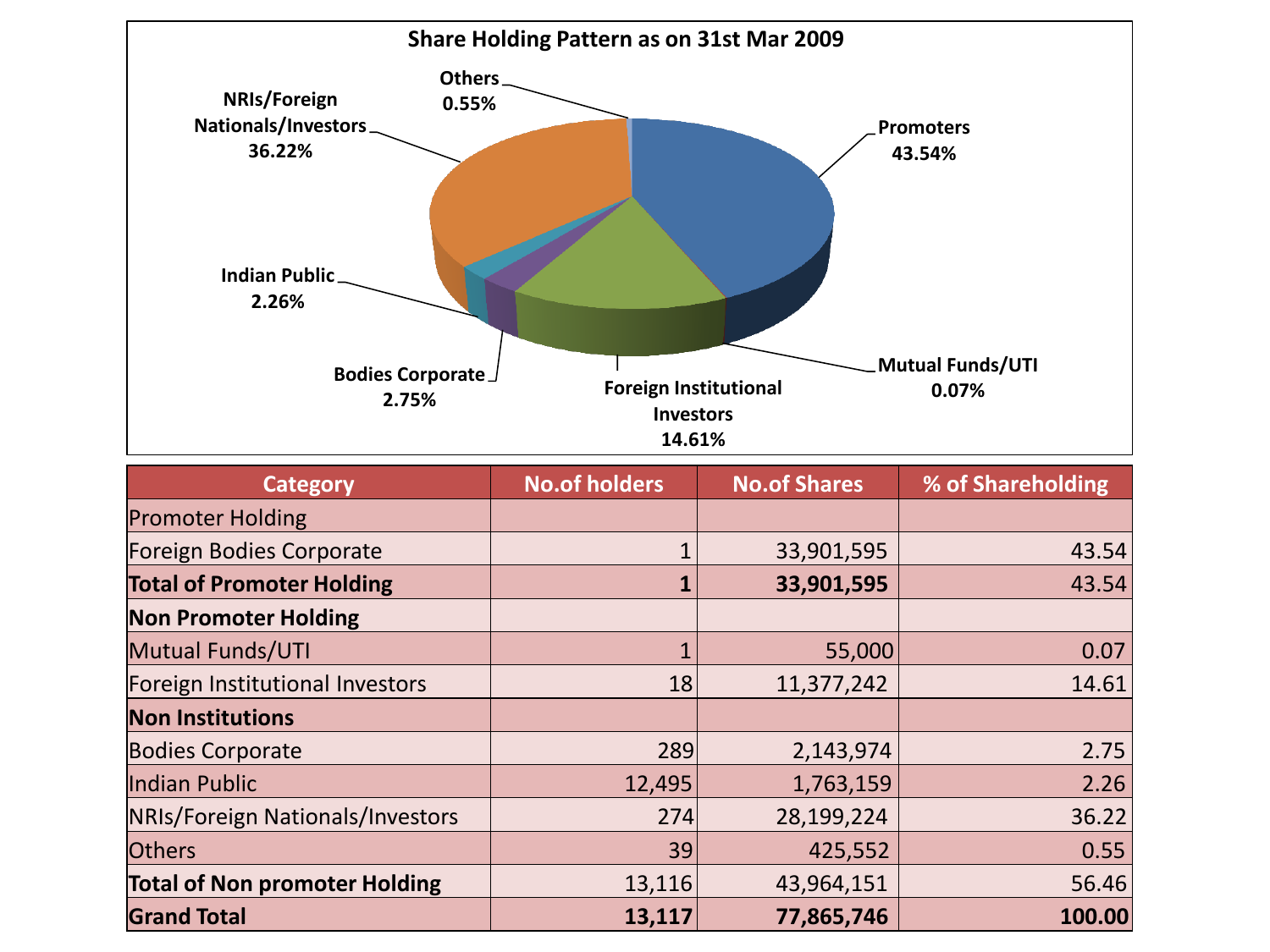## Share Holding Pattern as on 31st Mar 2009

| Category | No.of holders | No.of Shares | % of Shareholding |
|---|---|---|---|
| Promoter Holding | | | |
| Foreign Bodies Corporate | 1 | 33,901,595 | 43.54 |
| **Total of Promoter Holding** | **1** | **33,901,595** | 43.54 |
| **Non Promoter Holding** | | | |
| Mutual Funds/UTI | 1 | 55,000 | 0.07 |
| Foreign Institutional Investors | 18 | 11,377,242 | 14.61 |
| **Non Institutions** | | | |
| Bodies Corporate | 289 | 2,143,974 | 2.75 |
| Indian Public | 12,495 | 1,763,159 | 2.26 |
| NRIs/Foreign Nationals/Investors | 274 | 28,199,224 | 36.22 |
| Others | 39 | 425,552 | 0.55 |
| **Total of Non promoter Holding** | 13,116 | 43,964,151 | 56.46 |
| **Grand Total** | **13,117** | **77,865,746** | **100.00** |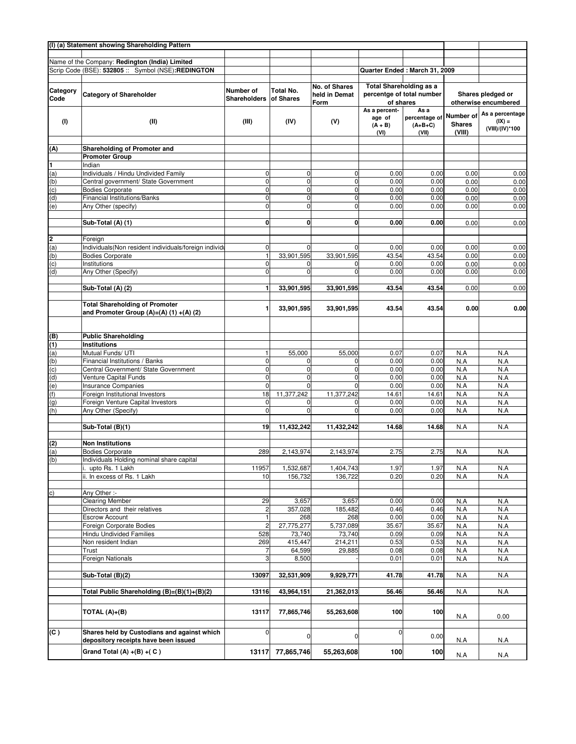## (I) (a) Statement showing Shareholding Pattern

Name of the Company: **Redington (India) Limited**

Scrip Code (BSE): **532805** :: Symbol (NSE):**REDINGTON**

Quarter Ended : March 31, 2009

| Category Code | Category of Shareholder | Number of Shareholders | Total No. of Shares | No. of Shares held in Demat Form | Total Shareholding as a percentge of total number of shares | | Shares pledged or otherwise encumbered | |
|---|---|---|---|---|---|---|---|---|
| | | | | | As a percent-age of (A + B) | As a percentage of (A+B+C) | Number of Shares | As a percentage (IX) = (VIII)/(IV)*100 |
| (I) | (II) | (III) | (IV) | (V) | (VI) | (VII) | (VIII) | |
| (A) | **Shareholding of Promoter and Promoter Group** | | | | | | | |
| 1 | Indian | | | | | | | |
| (a) | Individuals / Hindu Undivided Family | 0 | 0 | 0 | 0.00 | 0.00 | 0.00 | 0.00 |
| (b) | Central government/ State Government | 0 | 0 | 0 | 0.00 | 0.00 | 0.00 | 0.00 |
| (c) | Bodies Corporate | 0 | 0 | 0 | 0.00 | 0.00 | 0.00 | 0.00 |
| (d) | Financial Institutions/Banks | 0 | 0 | 0 | 0.00 | 0.00 | 0.00 | 0.00 |
| (e) | Any Other (specify) | 0 | 0 | 0 | 0.00 | 0.00 | 0.00 | 0.00 |
| | **Sub-Total (A) (1)** | **0** | **0** | **0** | **0.00** | **0.00** | 0.00 | 0.00 |
| 2 | Foreign | | | | | | | |
| (a) | Individuals(Non resident individuals/foreign individu | 0 | 0 | 0 | 0.00 | 0.00 | 0.00 | 0.00 |
| (b) | Bodies Corporate | 1 | 33,901,595 | 33,901,595 | 43.54 | 43.54 | 0.00 | 0.00 |
| (c) | Institutions | 0 | 0 | 0 | 0.00 | 0.00 | 0.00 | 0.00 |
| (d) | Any Other (Specify) | 0 | 0 | 0 | 0.00 | 0.00 | 0.00 | 0.00 |
| | **Sub-Total (A) (2)** | **1** | **33,901,595** | **33,901,595** | **43.54** | **43.54** | 0.00 | 0.00 |
| | **Total Shareholding of Promoter and Promoter Group (A)=(A) (1) +(A) (2)** | **1** | **33,901,595** | **33,901,595** | **43.54** | **43.54** | **0.00** | **0.00** |
| (B) | **Public Shareholding** | | | | | | | |
| (1) | **Institutions** | | | | | | | |
| (a) | Mutual Funds/ UTI | 1 | 55,000 | 55,000 | 0.07 | 0.07 | N.A | N.A |
| (b) | Financial Institutions / Banks | 0 | 0 | 0 | 0.00 | 0.00 | N.A | N.A |
| (c) | Central Government/ State Government | 0 | 0 | 0 | 0.00 | 0.00 | N.A | N.A |
| (d) | Venture Capital Funds | 0 | 0 | 0 | 0.00 | 0.00 | N.A | N.A |
| (e) | Insurance Companies | 0 | 0 | 0 | 0.00 | 0.00 | N.A | N.A |
| (f) | Foreign Institutional Investors | 18 | 11,377,242 | 11,377,242 | 14.61 | 14.61 | N.A | N.A |
| (g) | Foreign Venture Capital Investors | 0 | 0 | 0 | 0.00 | 0.00 | N.A | N.A |
| (h) | Any Other (Specify) | 0 | 0 | 0 | 0.00 | 0.00 | N.A | N.A |
| | **Sub-Total (B)(1)** | **19** | **11,432,242** | **11,432,242** | **14.68** | **14.68** | N.A | N.A |
| (2) | **Non Institutions** | | | | | | | |
| (a) | Bodies Corporate | 289 | 2,143,974 | 2,143,974 | 2.75 | 2.75 | N.A | N.A |
| (b) | Individuals Holding nominal share capital | | | | | | | |
| | i. upto Rs. 1 Lakh | 11957 | 1,532,687 | 1,404,743 | 1.97 | 1.97 | N.A | N.A |
| | ii. In excess of Rs. 1 Lakh | 10 | 156,732 | 136,722 | 0.20 | 0.20 | N.A | N.A |
| c) | Any Other :- | | | | | | | |
| | Clearing Member | 29 | 3,657 | 3,657 | 0.00 | 0.00 | N.A | N.A |
| | Directors and their relatives | 2 | 357,028 | 185,482 | 0.46 | 0.46 | N.A | N.A |
| | Escrow Account | 1 | 268 | 268 | 0.00 | 0.00 | N.A | N.A |
| | Foreign Corporate Bodies | 2 | 27,775,277 | 5,737,089 | 35.67 | 35.67 | N.A | N.A |
| | Hindu Undivided Families | 528 | 73,740 | 73,740 | 0.09 | 0.09 | N.A | N.A |
| | Non resident Indian | 269 | 415,447 | 214,211 | 0.53 | 0.53 | N.A | N.A |
| | Trust | 7 | 64,599 | 29,885 | 0.08 | 0.08 | N.A | N.A |
| | Foreign Nationals | 3 | 8,500 | - | 0.01 | 0.01 | N.A | N.A |
| | **Sub-Total (B)(2)** | **13097** | **32,531,909** | **9,929,771** | **41.78** | **41.78** | N.A | N.A |
| | **Total Public Shareholding (B)=(B)(1)+(B)(2)** | **13116** | **43,964,151** | **21,362,013** | **56.46** | **56.46** | N.A | N.A |
| | **TOTAL (A)+(B)** | **13117** | **77,865,746** | **55,263,608** | **100** | **100** | N.A | 0.00 |
| **(C )** | **Shares held by Custodians and against which depository receipts have been issued** | 0 | 0 | 0 | 0 | 0.00 | N.A | N.A |
| | **Grand Total (A) +(B) +( C )** | **13117** | **77,865,746** | **55,263,608** | **100** | **100** | N.A | N.A |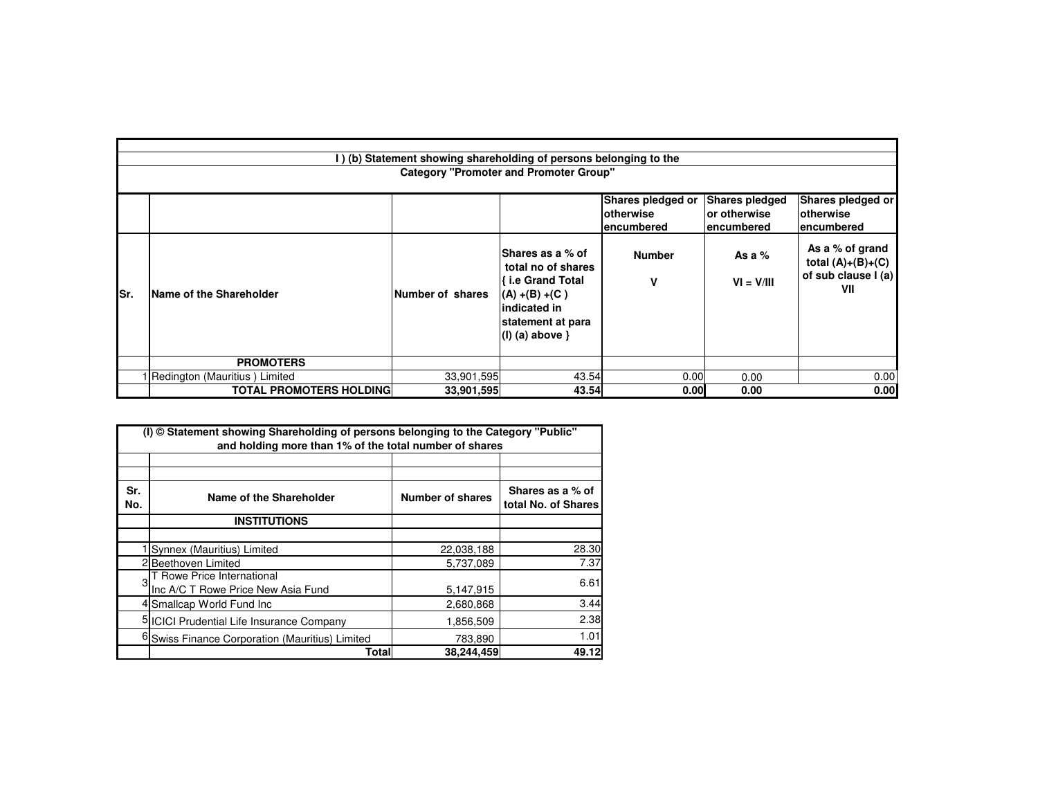**I ) (b) Statement showing shareholding of persons belonging to the Category "Promoter and Promoter Group"**

| Sr. | Name of the Shareholder | Number of shares | Shares as a % of total no of shares { i.e Grand Total (A) +(B) +(C ) indicated in statement at para (I) (a) above } | Shares pledged or otherwise encumbered Number V | Shares pledged or otherwise encumbered As a % VI = V/III | Shares pledged or otherwise encumbered As a % of grand total (A)+(B)+(C) of sub clause I (a) VII |
|---|---|---|---|---|---|---|
| | **PROMOTERS** | | | | | |
| 1 | Redington (Mauritius ) Limited | 33,901,595 | 43.54 | 0.00 | 0.00 | 0.00 |
| | **TOTAL PROMOTERS HOLDING** | **33,901,595** | **43.54** | **0.00** | **0.00** | **0.00** |

**(I) © Statement showing Shareholding of persons belonging to the Category "Public" and holding more than 1% of the total number of shares**

| Sr. No. | Name of the Shareholder | Number of shares | Shares as a % of total No. of Shares |
|---|---|---|---|
| | **INSTITUTIONS** | | |
| 1 | Synnex (Mauritius) Limited | 22,038,188 | 28.30 |
| 2 | Beethoven Limited | 5,737,089 | 7.37 |
| 3 | T Rowe Price International Inc A/C T Rowe Price New Asia Fund | 5,147,915 | 6.61 |
| 4 | Smallcap World Fund Inc | 2,680,868 | 3.44 |
| 5 | ICICI Prudential Life Insurance Company | 1,856,509 | 2.38 |
| 6 | Swiss Finance Corporation (Mauritius) Limited | 783,890 | 1.01 |
| | **Total** | **38,244,459** | **49.12** |